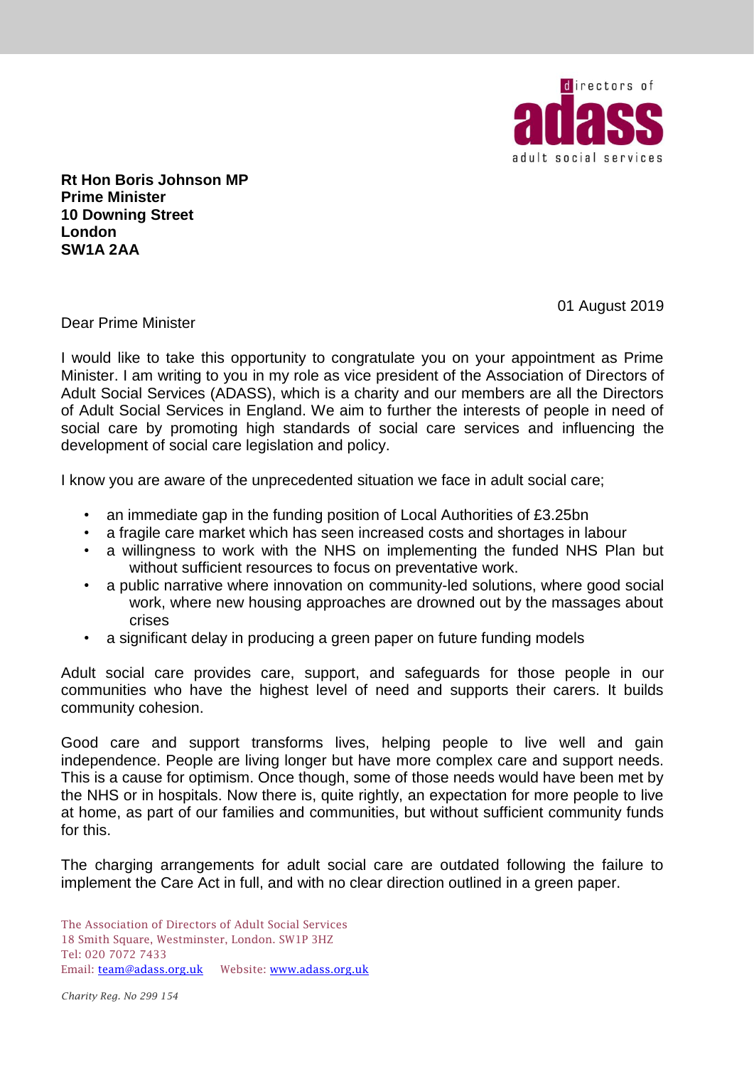directors of adass adult social services

**Rt Hon Boris Johnson MP**
**Prime Minister**
**10 Downing Street**
**London**
**SW1A 2AA**

01 August 2019

Dear Prime Minister

I would like to take this opportunity to congratulate you on your appointment as Prime Minister. I am writing to you in my role as vice president of the Association of Directors of Adult Social Services (ADASS), which is a charity and our members are all the Directors of Adult Social Services in England. We aim to further the interests of people in need of social care by promoting high standards of social care services and influencing the development of social care legislation and policy.

I know you are aware of the unprecedented situation we face in adult social care;

- an immediate gap in the funding position of Local Authorities of £3.25bn
- a fragile care market which has seen increased costs and shortages in labour
- a willingness to work with the NHS on implementing the funded NHS Plan but without sufficient resources to focus on preventative work.
- a public narrative where innovation on community-led solutions, where good social work, where new housing approaches are drowned out by the massages about crises
- a significant delay in producing a green paper on future funding models

Adult social care provides care, support, and safeguards for those people in our communities who have the highest level of need and supports their carers. It builds community cohesion.

Good care and support transforms lives, helping people to live well and gain independence. People are living longer but have more complex care and support needs. This is a cause for optimism. Once though, some of those needs would have been met by the NHS or in hospitals. Now there is, quite rightly, an expectation for more people to live at home, as part of our families and communities, but without sufficient community funds for this.

The charging arrangements for adult social care are outdated following the failure to implement the Care Act in full, and with no clear direction outlined in a green paper.

The Association of Directors of Adult Social Services
18 Smith Square, Westminster, London. SW1P 3HZ
Tel: 020 7072 7433
Email: team@adass.org.uk Website: www.adass.org.uk

*Charity Reg. No 299 154*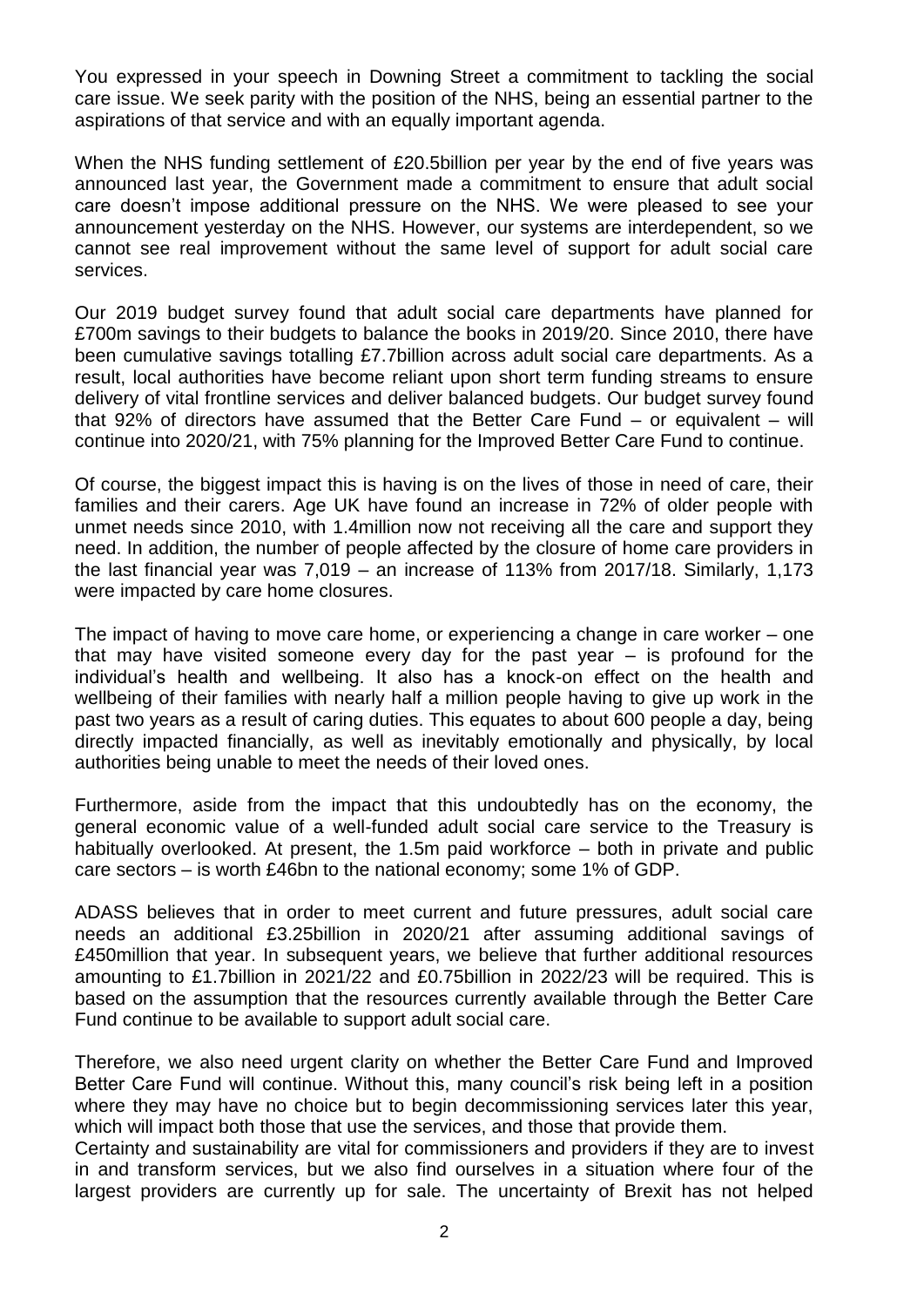You expressed in your speech in Downing Street a commitment to tackling the social care issue. We seek parity with the position of the NHS, being an essential partner to the aspirations of that service and with an equally important agenda.

When the NHS funding settlement of £20.5billion per year by the end of five years was announced last year, the Government made a commitment to ensure that adult social care doesn't impose additional pressure on the NHS. We were pleased to see your announcement yesterday on the NHS. However, our systems are interdependent, so we cannot see real improvement without the same level of support for adult social care services.

Our 2019 budget survey found that adult social care departments have planned for £700m savings to their budgets to balance the books in 2019/20. Since 2010, there have been cumulative savings totalling £7.7billion across adult social care departments. As a result, local authorities have become reliant upon short term funding streams to ensure delivery of vital frontline services and deliver balanced budgets. Our budget survey found that 92% of directors have assumed that the Better Care Fund – or equivalent – will continue into 2020/21, with 75% planning for the Improved Better Care Fund to continue.

Of course, the biggest impact this is having is on the lives of those in need of care, their families and their carers. Age UK have found an increase in 72% of older people with unmet needs since 2010, with 1.4million now not receiving all the care and support they need. In addition, the number of people affected by the closure of home care providers in the last financial year was 7,019 – an increase of 113% from 2017/18. Similarly, 1,173 were impacted by care home closures.

The impact of having to move care home, or experiencing a change in care worker – one that may have visited someone every day for the past year – is profound for the individual's health and wellbeing. It also has a knock-on effect on the health and wellbeing of their families with nearly half a million people having to give up work in the past two years as a result of caring duties. This equates to about 600 people a day, being directly impacted financially, as well as inevitably emotionally and physically, by local authorities being unable to meet the needs of their loved ones.

Furthermore, aside from the impact that this undoubtedly has on the economy, the general economic value of a well-funded adult social care service to the Treasury is habitually overlooked. At present, the 1.5m paid workforce – both in private and public care sectors – is worth £46bn to the national economy; some 1% of GDP.

ADASS believes that in order to meet current and future pressures, adult social care needs an additional £3.25billion in 2020/21 after assuming additional savings of £450million that year. In subsequent years, we believe that further additional resources amounting to £1.7billion in 2021/22 and £0.75billion in 2022/23 will be required. This is based on the assumption that the resources currently available through the Better Care Fund continue to be available to support adult social care.

Therefore, we also need urgent clarity on whether the Better Care Fund and Improved Better Care Fund will continue. Without this, many council's risk being left in a position where they may have no choice but to begin decommissioning services later this year, which will impact both those that use the services, and those that provide them.

Certainty and sustainability are vital for commissioners and providers if they are to invest in and transform services, but we also find ourselves in a situation where four of the largest providers are currently up for sale. The uncertainty of Brexit has not helped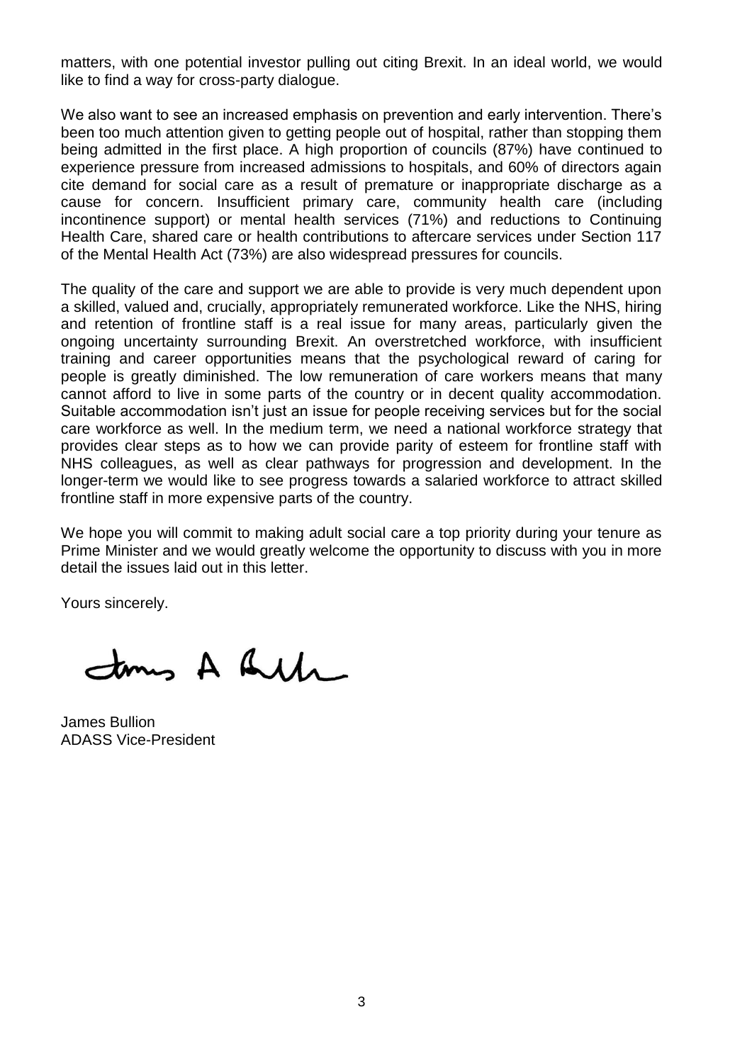matters, with one potential investor pulling out citing Brexit. In an ideal world, we would like to find a way for cross-party dialogue.

We also want to see an increased emphasis on prevention and early intervention. There's been too much attention given to getting people out of hospital, rather than stopping them being admitted in the first place. A high proportion of councils (87%) have continued to experience pressure from increased admissions to hospitals, and 60% of directors again cite demand for social care as a result of premature or inappropriate discharge as a cause for concern. Insufficient primary care, community health care (including incontinence support) or mental health services (71%) and reductions to Continuing Health Care, shared care or health contributions to aftercare services under Section 117 of the Mental Health Act (73%) are also widespread pressures for councils.

The quality of the care and support we are able to provide is very much dependent upon a skilled, valued and, crucially, appropriately remunerated workforce. Like the NHS, hiring and retention of frontline staff is a real issue for many areas, particularly given the ongoing uncertainty surrounding Brexit. An overstretched workforce, with insufficient training and career opportunities means that the psychological reward of caring for people is greatly diminished. The low remuneration of care workers means that many cannot afford to live in some parts of the country or in decent quality accommodation. Suitable accommodation isn't just an issue for people receiving services but for the social care workforce as well. In the medium term, we need a national workforce strategy that provides clear steps as to how we can provide parity of esteem for frontline staff with NHS colleagues, as well as clear pathways for progression and development. In the longer-term we would like to see progress towards a salaried workforce to attract skilled frontline staff in more expensive parts of the country.

We hope you will commit to making adult social care a top priority during your tenure as Prime Minister and we would greatly welcome the opportunity to discuss with you in more detail the issues laid out in this letter.

Yours sincerely.

James Bullion
ADASS Vice-President